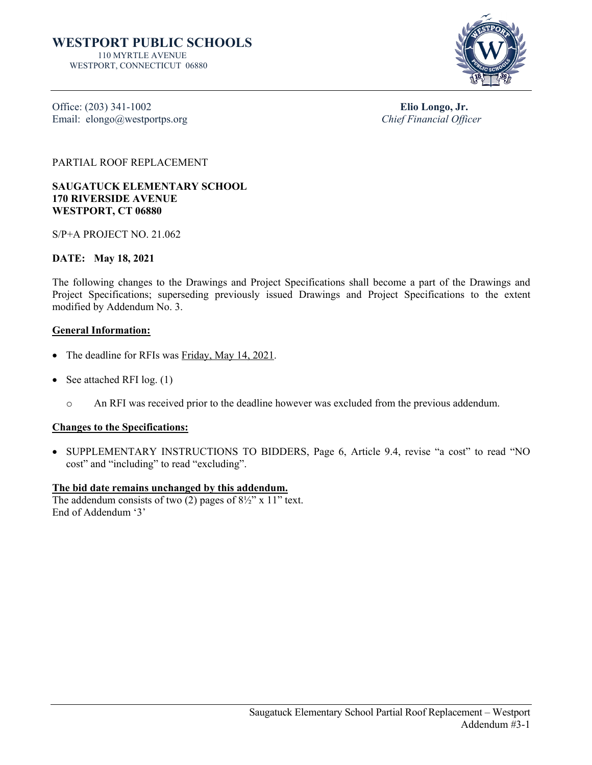# WESTPORT PUBLIC SCHOOLS

110 MYRTLE AVENUE
WESTPORT, CONNECTICUT 06880

Office: (203) 341-1002
Email: elongo@westportps.org

**Elio Longo, Jr.**
*Chief Financial Officer*

PARTIAL ROOF REPLACEMENT

**SAUGATUCK ELEMENTARY SCHOOL**
**170 RIVERSIDE AVENUE**
**WESTPORT, CT 06880**

S/P+A PROJECT NO. 21.062

**DATE: May 18, 2021**

The following changes to the Drawings and Project Specifications shall become a part of the Drawings and Project Specifications; superseding previously issued Drawings and Project Specifications to the extent modified by Addendum No. 3.

**General Information:**

- The deadline for RFIs was Friday, May 14, 2021.
- See attached RFI log. (1)
  - An RFI was received prior to the deadline however was excluded from the previous addendum.

**Changes to the Specifications:**

- SUPPLEMENTARY INSTRUCTIONS TO BIDDERS, Page 6, Article 9.4, revise "a cost" to read "NO cost" and "including" to read "excluding".

**The bid date remains unchanged by this addendum.**
The addendum consists of two (2) pages of 8½" x 11" text.
End of Addendum '3'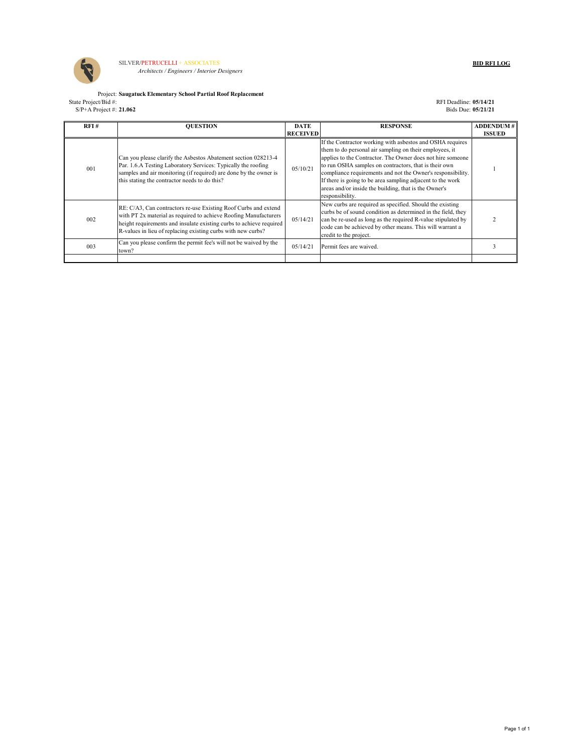SILVER/PETRUCELLI + ASSOCIATES
*Architects / Engineers / Interior Designers*

**BID RFI LOG**

Project: **Saugatuck Elementary School Partial Roof Replacement**
State Project/Bid #:
S/P+A Project #: **21.062**

RFI Deadline: **05/14/21**
Bids Due: **05/21/21**

| RFI # | QUESTION | DATE RECEIVED | RESPONSE | ADDENDUM # ISSUED |
|---|---|---|---|---|
| 001 | Can you please clarify the Asbestos Abatement section 028213-4 Par. 1.6.A Testing Laboratory Services: Typically the roofing samples and air monitoring (if required) are done by the owner is this stating the contractor needs to do this? | 05/10/21 | If the Contractor working with asbestos and OSHA requires them to do personal air sampling on their employees, it applies to the Contractor. The Owner does not hire someone to run OSHA samples on contractors, that is their own compliance requirements and not the Owner's responsibility. If there is going to be area sampling adjacent to the work areas and/or inside the building, that is the Owner's responsibility. | 1 |
| 002 | RE: C/A3, Can contractors re-use Existing Roof Curbs and extend with PT 2x material as required to achieve Roofing Manufacturers height requirements and insulate existing curbs to achieve required R-values in lieu of replacing existing curbs with new curbs? | 05/14/21 | New curbs are required as specified. Should the existing curbs be of sound condition as determined in the field, they can be re-used as long as the required R-value stipulated by code can be achieved by other means. This will warrant a credit to the project. | 2 |
| 003 | Can you please confirm the permit fee's will not be waived by the town? | 05/14/21 | Permit fees are waived. | 3 |
| | | | | |